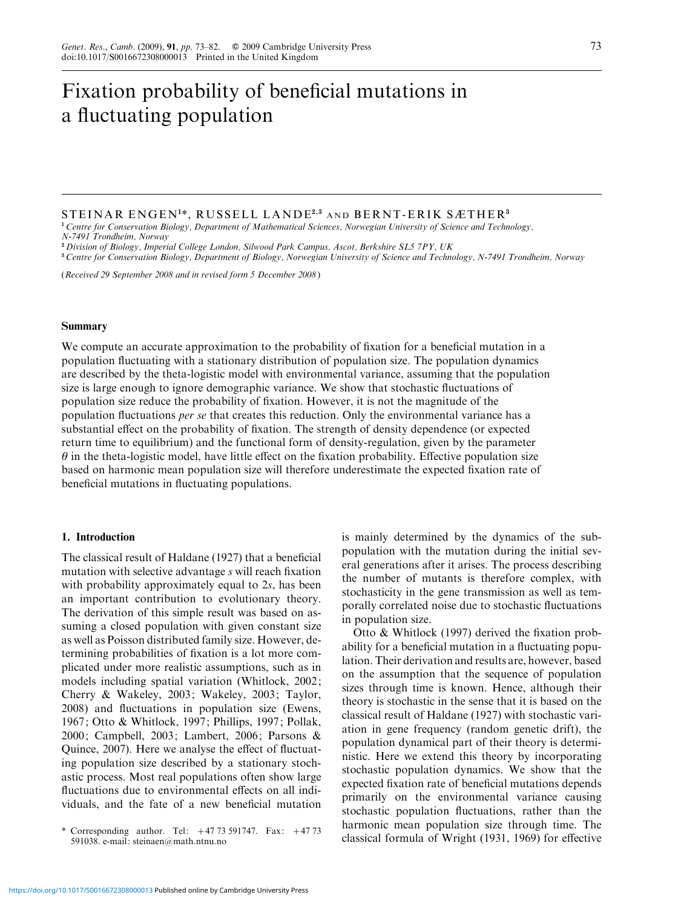# Fixation probability of beneficial mutations in a fluctuating population

STEINAR ENGEN[1]*, RUSSELL LANDE[2,3] AND BERNT-ERIK SÆTHER[3]

[1] *Centre for Conservation Biology, Department of Mathematical Sciences, Norwegian University of Science and Technology, N-7491 Trondheim, Norway*

[2] *Division of Biology, Imperial College London, Silwood Park Campus, Ascot, Berkshire SL5 7PY, UK*

[3] *Centre for Conservation Biology, Department of Biology, Norwegian University of Science and Technology, N-7491 Trondheim, Norway*

(*Received 29 September 2008 and in revised form 5 December 2008*)

## Summary

We compute an accurate approximation to the probability of fixation for a beneficial mutation in a population fluctuating with a stationary distribution of population size. The population dynamics are described by the theta-logistic model with environmental variance, assuming that the population size is large enough to ignore demographic variance. We show that stochastic fluctuations of population size reduce the probability of fixation. However, it is not the magnitude of the population fluctuations *per se* that creates this reduction. Only the environmental variance has a substantial effect on the probability of fixation. The strength of density dependence (or expected return time to equilibrium) and the functional form of density-regulation, given by the parameter $\theta$ in the theta-logistic model, have little effect on the fixation probability. Effective population size based on harmonic mean population size will therefore underestimate the expected fixation rate of beneficial mutations in fluctuating populations.

## 1. Introduction

The classical result of Haldane (1927) that a beneficial mutation with selective advantage $s$ will reach fixation with probability approximately equal to $2s$, has been an important contribution to evolutionary theory. The derivation of this simple result was based on assuming a closed population with given constant size as well as Poisson distributed family size. However, determining probabilities of fixation is a lot more complicated under more realistic assumptions, such as in models including spatial variation (Whitlock, 2002; Cherry & Wakeley, 2003; Wakeley, 2003; Taylor, 2008) and fluctuations in population size (Ewens, 1967; Otto & Whitlock, 1997; Phillips, 1997; Pollak, 2000; Campbell, 2003; Lambert, 2006; Parsons & Quince, 2007). Here we analyse the effect of fluctuating population size described by a stationary stochastic process. Most real populations often show large fluctuations due to environmental effects on all individuals, and the fate of a new beneficial mutation is mainly determined by the dynamics of the subpopulation with the mutation during the initial several generations after it arises. The process describing the number of mutants is therefore complex, with stochasticity in the gene transmission as well as temporally correlated noise due to stochastic fluctuations in population size.

Otto & Whitlock (1997) derived the fixation probability for a beneficial mutation in a fluctuating population. Their derivation and results are, however, based on the assumption that the sequence of population sizes through time is known. Hence, although their theory is stochastic in the sense that it is based on the classical result of Haldane (1927) with stochastic variation in gene frequency (random genetic drift), the population dynamical part of their theory is deterministic. Here we extend this theory by incorporating stochastic population dynamics. We show that the expected fixation rate of beneficial mutations depends primarily on the environmental variance causing stochastic population fluctuations, rather than the harmonic mean population size through time. The classical formula of Wright (1931, 1969) for effective

\* Corresponding author. Tel: +47 73 591747. Fax: +47 73 591038. e-mail: steinaen@math.ntnu.no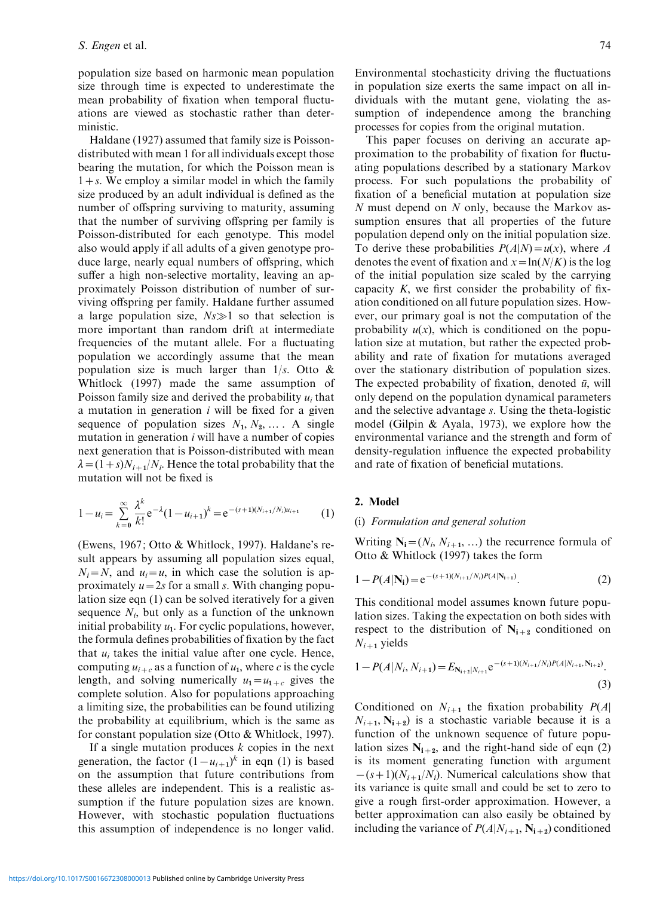population size based on harmonic mean population size through time is expected to underestimate the mean probability of fixation when temporal fluctuations are viewed as stochastic rather than deterministic.

Haldane (1927) assumed that family size is Poisson-distributed with mean 1 for all individuals except those bearing the mutation, for which the Poisson mean is $1+s$. We employ a similar model in which the family size produced by an adult individual is defined as the number of offspring surviving to maturity, assuming that the number of surviving offspring per family is Poisson-distributed for each genotype. This model also would apply if all adults of a given genotype produce large, nearly equal numbers of offspring, which suffer a high non-selective mortality, leaving an approximately Poisson distribution of number of surviving offspring per family. Haldane further assumed a large population size, $Ns \gg 1$ so that selection is more important than random drift at intermediate frequencies of the mutant allele. For a fluctuating population we accordingly assume that the mean population size is much larger than $1/s$. Otto & Whitlock (1997) made the same assumption of Poisson family size and derived the probability $u_i$ that a mutation in generation $i$ will be fixed for a given sequence of population sizes $N_1, N_2, \ldots$. A single mutation in generation $i$ will have a number of copies next generation that is Poisson-distributed with mean $\lambda = (1+s)N_{i+1}/N_i$. Hence the total probability that the mutation will not be fixed is

$$1-u_i = \sum_{k=0}^{\infty} \frac{\lambda^k}{k!} e^{-\lambda}(1-u_{i+1})^k = e^{-(s+1)(N_{i+1}/N_i)u_{i+1}} \tag{1}$$

(Ewens, 1967; Otto & Whitlock, 1997). Haldane's result appears by assuming all population sizes equal, $N_i = N$, and $u_i = u$, in which case the solution is approximately $u = 2s$ for a small $s$. With changing population size eqn (1) can be solved iteratively for a given sequence $N_i$, but only as a function of the unknown initial probability $u_1$. For cyclic populations, however, the formula defines probabilities of fixation by the fact that $u_i$ takes the initial value after one cycle. Hence, computing $u_{i+c}$ as a function of $u_1$, where $c$ is the cycle length, and solving numerically $u_1 = u_{1+c}$ gives the complete solution. Also for populations approaching a limiting size, the probabilities can be found utilizing the probability at equilibrium, which is the same as for constant population size (Otto & Whitlock, 1997).

If a single mutation produces $k$ copies in the next generation, the factor $(1-u_{i+1})^k$ in eqn (1) is based on the assumption that future contributions from these alleles are independent. This is a realistic assumption if the future population sizes are known. However, with stochastic population fluctuations this assumption of independence is no longer valid. Environmental stochasticity driving the fluctuations in population size exerts the same impact on all individuals with the mutant gene, violating the assumption of independence among the branching processes for copies from the original mutation.

This paper focuses on deriving an accurate approximation to the probability of fixation for fluctuating populations described by a stationary Markov process. For such populations the probability of fixation of a beneficial mutation at population size $N$ must depend on $N$ only, because the Markov assumption ensures that all properties of the future population depend only on the initial population size. To derive these probabilities $P(A|N) = u(x)$, where $A$ denotes the event of fixation and $x = \ln(N/K)$ is the log of the initial population size scaled by the carrying capacity $K$, we first consider the probability of fixation conditioned on all future population sizes. However, our primary goal is not the computation of the probability $u(x)$, which is conditioned on the population size at mutation, but rather the expected probability and rate of fixation for mutations averaged over the stationary distribution of population sizes. The expected probability of fixation, denoted $\bar{u}$, will only depend on the population dynamical parameters and the selective advantage $s$. Using the theta-logistic model (Gilpin & Ayala, 1973), we explore how the environmental variance and the strength and form of density-regulation influence the expected probability and rate of fixation of beneficial mutations.

## 2. Model

### (i) *Formulation and general solution*

Writing $\mathbf{N_i} = (N_i, N_{i+1}, \ldots)$ the recurrence formula of Otto & Whitlock (1997) takes the form

$$1 - P(A|\mathbf{N_i}) = e^{-(s+1)(N_{i+1}/N_i)P(A|\mathbf{N_{i+1}})}. \tag{2}$$

This conditional model assumes known future population sizes. Taking the expectation on both sides with respect to the distribution of $\mathbf{N_{i+2}}$ conditioned on $N_{i+1}$ yields

$$1 - P(A|N_i, N_{i+1}) = E_{\mathbf{N_{i+2}}|N_{i+1}} e^{-(s+1)(N_{i+1}/N_i)P(A|N_{i+1}, \mathbf{N_{i+2}})}. \tag{3}$$

Conditioned on $N_{i+1}$ the fixation probability $P(A|N_{i+1}, \mathbf{N_{i+2}})$ is a stochastic variable because it is a function of the unknown sequence of future population sizes $\mathbf{N_{i+2}}$, and the right-hand side of eqn (2) is its moment generating function with argument $-(s+1)(N_{i+1}/N_i)$. Numerical calculations show that its variance is quite small and could be set to zero to give a rough first-order approximation. However, a better approximation can also easily be obtained by including the variance of $P(A|N_{i+1}, \mathbf{N_{i+2}})$ conditioned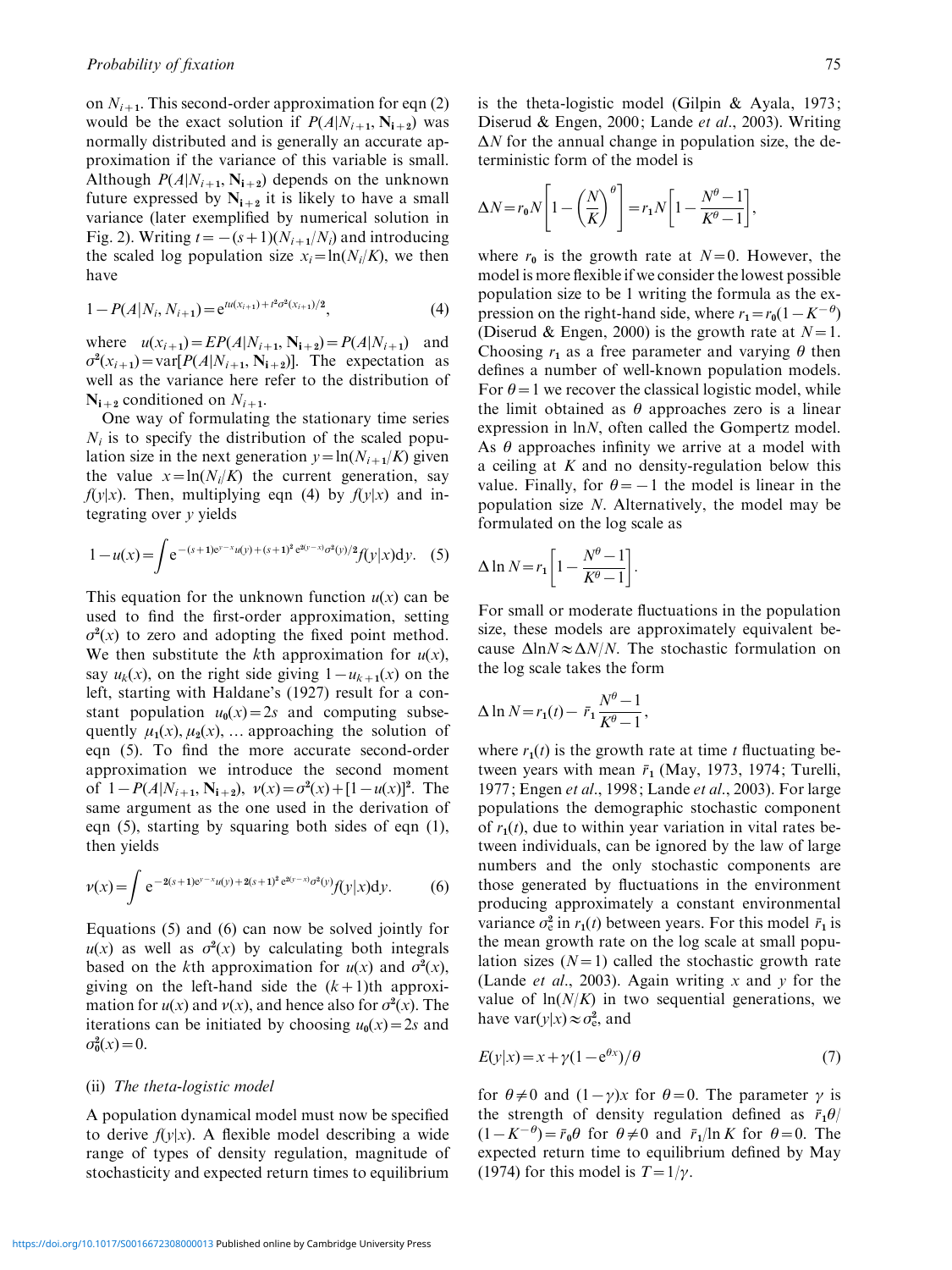on $N_{i+1}$. This second-order approximation for eqn (2) would be the exact solution if $P(A|N_{i+1}, \mathbf{N}_{i+2})$ was normally distributed and is generally an accurate approximation if the variance of this variable is small. Although $P(A|N_{i+1}, \mathbf{N}_{i+2})$ depends on the unknown future expressed by $\mathbf{N}_{i+2}$ it is likely to have a small variance (later exemplified by numerical solution in Fig. 2). Writing $t = -(s+1)(N_{i+1}/N_i)$ and introducing the scaled log population size $x_i = \ln(N_i/K)$, we then have

$$1 - P(A|N_i, N_{i+1}) = e^{tu(x_{i+1}) + t^2\sigma^2(x_{i+1})/2}, \tag{4}$$

where $u(x_{i+1}) = EP(A|N_{i+1}, \mathbf{N}_{i+2}) = P(A|N_{i+1})$ and $\sigma^2(x_{i+1}) = \text{var}[P(A|N_{i+1}, \mathbf{N}_{i+2})]$. The expectation as well as the variance here refer to the distribution of $\mathbf{N}_{i+2}$ conditioned on $N_{i+1}$.

One way of formulating the stationary time series $N_i$ is to specify the distribution of the scaled population size in the next generation $y = \ln(N_{i+1}/K)$ given the value $x = \ln(N_i/K)$ the current generation, say $f(y|x)$. Then, multiplying eqn (4) by $f(y|x)$ and integrating over $y$ yields

$$1 - u(x) = \int e^{-(s+1)e^{y-x}u(y) + (s+1)^2 e^{2(y-x)}\sigma^2(y)/2} f(y|x)\,dy. \tag{5}$$

This equation for the unknown function $u(x)$ can be used to find the first-order approximation, setting $\sigma^2(x)$ to zero and adopting the fixed point method. We then substitute the $k$th approximation for $u(x)$, say $u_k(x)$, on the right side giving $1 - u_{k+1}(x)$ on the left, starting with Haldane's (1927) result for a constant population $u_0(x) = 2s$ and computing subsequently $\mu_1(x), \mu_2(x), \ldots$ approaching the solution of eqn (5). To find the more accurate second-order approximation we introduce the second moment of $1 - P(A|N_{i+1}, \mathbf{N}_{i+2})$, $\nu(x) = \sigma^2(x) + [1 - u(x)]^2$. The same argument as the one used in the derivation of eqn (5), starting by squaring both sides of eqn (1), then yields

$$\nu(x) = \int e^{-2(s+1)e^{y-x}u(y) + 2(s+1)^2 e^{2(y-x)}\sigma^2(y)} f(y|x)\,dy. \tag{6}$$

Equations (5) and (6) can now be solved jointly for $u(x)$ as well as $\sigma^2(x)$ by calculating both integrals based on the $k$th approximation for $u(x)$ and $\sigma^2(x)$, giving on the left-hand side the $(k+1)$th approximation for $u(x)$ and $\nu(x)$, and hence also for $\sigma^2(x)$. The iterations can be initiated by choosing $u_0(x) = 2s$ and $\sigma_0^2(x) = 0$.

### (ii) *The theta-logistic model*

A population dynamical model must now be specified to derive $f(y|x)$. A flexible model describing a wide range of types of density regulation, magnitude of stochasticity and expected return times to equilibrium is the theta-logistic model (Gilpin & Ayala, 1973; Diserud & Engen, 2000; Lande *et al.*, 2003). Writing $\Delta N$ for the annual change in population size, the deterministic form of the model is

$$\Delta N = r_0 N\left[1 - \left(\frac{N}{K}\right)^{\theta}\right] = r_1 N\left[1 - \frac{N^{\theta} - 1}{K^{\theta} - 1}\right],$$

where $r_0$ is the growth rate at $N = 0$. However, the model is more flexible if we consider the lowest possible population size to be 1 writing the formula as the expression on the right-hand side, where $r_1 = r_0(1 - K^{-\theta})$ (Diserud & Engen, 2000) is the growth rate at $N = 1$. Choosing $r_1$ as a free parameter and varying $\theta$ then defines a number of well-known population models. For $\theta = 1$ we recover the classical logistic model, while the limit obtained as $\theta$ approaches zero is a linear expression in $\ln N$, often called the Gompertz model. As $\theta$ approaches infinity we arrive at a model with a ceiling at $K$ and no density-regulation below this value. Finally, for $\theta = -1$ the model is linear in the population size $N$. Alternatively, the model may be formulated on the log scale as

$$\Delta \ln N = r_1\left[1 - \frac{N^{\theta} - 1}{K^{\theta} - 1}\right].$$

For small or moderate fluctuations in the population size, these models are approximately equivalent because $\Delta \ln N \approx \Delta N/N$. The stochastic formulation on the log scale takes the form

$$\Delta \ln N = r_1(t) - \bar{r}_1 \frac{N^{\theta} - 1}{K^{\theta} - 1},$$

where $r_1(t)$ is the growth rate at time $t$ fluctuating between years with mean $\bar{r}_1$ (May, 1973, 1974; Turelli, 1977; Engen *et al.*, 1998; Lande *et al.*, 2003). For large populations the demographic stochastic component of $r_1(t)$, due to within year variation in vital rates between individuals, can be ignored by the law of large numbers and the only stochastic components are those generated by fluctuations in the environment producing approximately a constant environmental variance $\sigma_e^2$ in $r_1(t)$ between years. For this model $\bar{r}_1$ is the mean growth rate on the log scale at small population sizes ($N = 1$) called the stochastic growth rate (Lande *et al.*, 2003). Again writing $x$ and $y$ for the value of $\ln(N/K)$ in two sequential generations, we have $\text{var}(y|x) \approx \sigma_e^2$, and

$$E(y|x) = x + \gamma(1 - e^{\theta x})/\theta \tag{7}$$

for $\theta \neq 0$ and $(1 - \gamma)x$ for $\theta = 0$. The parameter $\gamma$ is the strength of density regulation defined as $\bar{r}_1\theta/(1 - K^{-\theta}) = \bar{r}_0\theta$ for $\theta \neq 0$ and $\bar{r}_1/\ln K$ for $\theta = 0$. The expected return time to equilibrium defined by May (1974) for this model is $T = 1/\gamma$.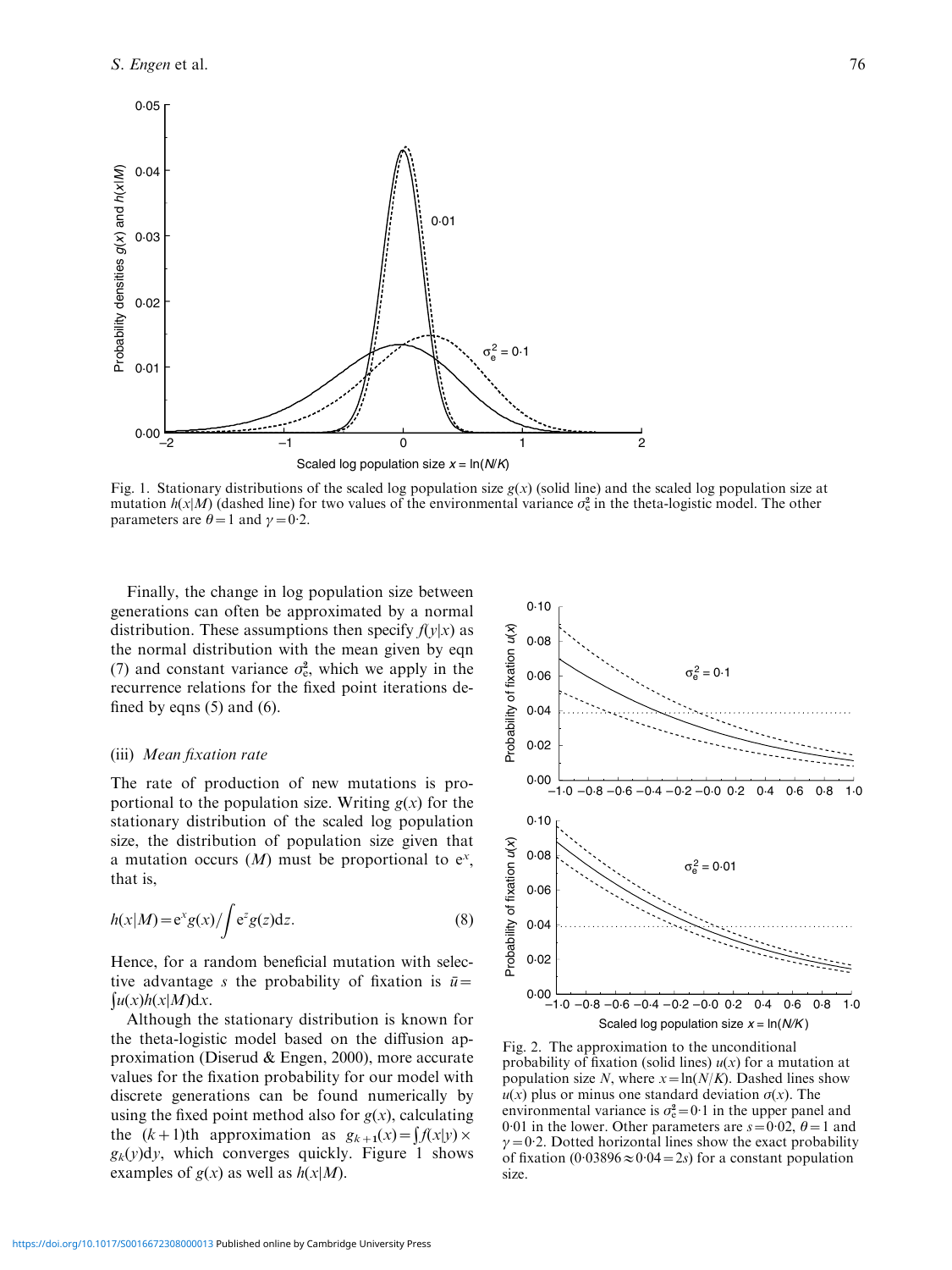Fig. 1. Stationary distributions of the scaled log population size $g(x)$ (solid line) and the scaled log population size at mutation $h(x|M)$ (dashed line) for two values of the environmental variance $\sigma_e^2$ in the theta-logistic model. The other parameters are $\theta = 1$ and $\gamma = 0{\cdot}2$.

Finally, the change in log population size between generations can often be approximated by a normal distribution. These assumptions then specify $f(y|x)$ as the normal distribution with the mean given by eqn (7) and constant variance $\sigma_e^2$, which we apply in the recurrence relations for the fixed point iterations defined by eqns (5) and (6).

### (iii) *Mean fixation rate*

The rate of production of new mutations is proportional to the population size. Writing $g(x)$ for the stationary distribution of the scaled log population size, the distribution of population size given that a mutation occurs ($M$) must be proportional to $e^x$, that is,

$$h(x|M) = e^x g(x) \Big/ \int e^z g(z) dz. \tag{8}$$

Hence, for a random beneficial mutation with selective advantage $s$ the probability of fixation is $\bar{u} = \int u(x) h(x|M) dx$.

Although the stationary distribution is known for the theta-logistic model based on the diffusion approximation (Diserud & Engen, 2000), more accurate values for the fixation probability for our model with discrete generations can be found numerically by using the fixed point method also for $g(x)$, calculating the $(k+1)$th approximation as $g_{k+1}(x) = \int f(x|y) \times g_k(y) dy$, which converges quickly. Figure 1 shows examples of $g(x)$ as well as $h(x|M)$.

Fig. 2. The approximation to the unconditional probability of fixation (solid lines) $u(x)$ for a mutation at population size $N$, where $x = \ln(N/K)$. Dashed lines show $u(x)$ plus or minus one standard deviation $\sigma(x)$. The environmental variance is $\sigma_e^2 = 0{\cdot}1$ in the upper panel and $0{\cdot}01$ in the lower. Other parameters are $s = 0{\cdot}02$, $\theta = 1$ and $\gamma = 0{\cdot}2$. Dotted horizontal lines show the exact probability of fixation ($0{\cdot}03896 \approx 0{\cdot}04 = 2s$) for a constant population size.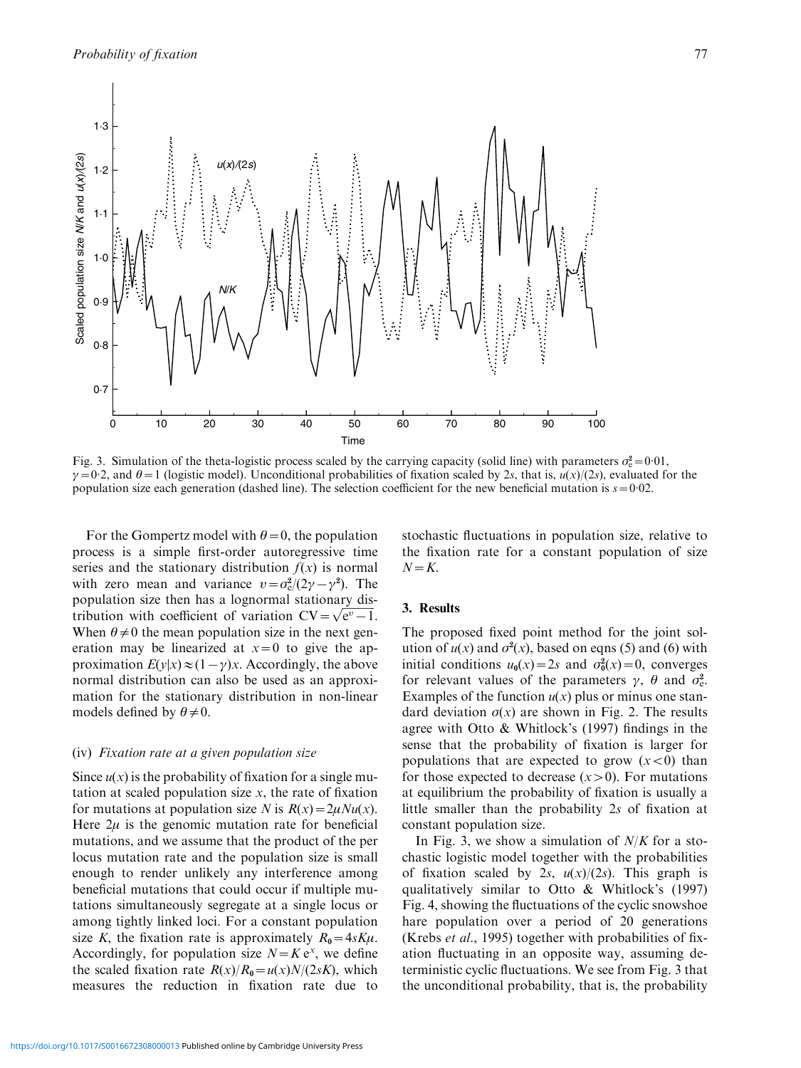Fig. 3. Simulation of the theta-logistic process scaled by the carrying capacity (solid line) with parameters $\sigma_e^2 = 0{\cdot}01$, $\gamma = 0{\cdot}2$, and $\theta = 1$ (logistic model). Unconditional probabilities of fixation scaled by $2s$, that is, $u(x)/(2s)$, evaluated for the population size each generation (dashed line). The selection coefficient for the new beneficial mutation is $s = 0{\cdot}02$.

For the Gompertz model with $\theta = 0$, the population process is a simple first-order autoregressive time series and the stationary distribution $f(x)$ is normal with zero mean and variance $v = \sigma_e^2/(2\gamma - \gamma^2)$. The population size then has a lognormal stationary distribution with coefficient of variation $\mathrm{CV} = \sqrt{e^v - 1}$. When $\theta \neq 0$ the mean population size in the next generation may be linearized at $x = 0$ to give the approximation $E(y|x) \approx (1-\gamma)x$. Accordingly, the above normal distribution can also be used as an approximation for the stationary distribution in non-linear models defined by $\theta \neq 0$.

### (iv) *Fixation rate at a given population size*

Since $u(x)$ is the probability of fixation for a single mutation at scaled population size $x$, the rate of fixation for mutations at population size $N$ is $R(x) = 2\mu N u(x)$. Here $2\mu$ is the genomic mutation rate for beneficial mutations, and we assume that the product of the per locus mutation rate and the population size is small enough to render unlikely any interference among beneficial mutations that could occur if multiple mutations simultaneously segregate at a single locus or among tightly linked loci. For a constant population size $K$, the fixation rate is approximately $R_0 = 4sK\mu$. Accordingly, for population size $N = K\,e^x$, we define the scaled fixation rate $R(x)/R_0 = u(x)N/(2sK)$, which measures the reduction in fixation rate due to stochastic fluctuations in population size, relative to the fixation rate for a constant population of size $N = K$.

## 3. Results

The proposed fixed point method for the joint solution of $u(x)$ and $\sigma^2(x)$, based on eqns (5) and (6) with initial conditions $u_0(x) = 2s$ and $\sigma_0^2(x) = 0$, converges for relevant values of the parameters $\gamma$, $\theta$ and $\sigma_e^2$. Examples of the function $u(x)$ plus or minus one standard deviation $\sigma(x)$ are shown in Fig. 2. The results agree with Otto & Whitlock's (1997) findings in the sense that the probability of fixation is larger for populations that are expected to grow ($x < 0$) than for those expected to decrease ($x > 0$). For mutations at equilibrium the probability of fixation is usually a little smaller than the probability $2s$ of fixation at constant population size.

In Fig. 3, we show a simulation of $N/K$ for a stochastic logistic model together with the probabilities of fixation scaled by $2s$, $u(x)/(2s)$. This graph is qualitatively similar to Otto & Whitlock's (1997) Fig. 4, showing the fluctuations of the cyclic snowshoe hare population over a period of 20 generations (Krebs *et al.*, 1995) together with probabilities of fixation fluctuating in an opposite way, assuming deterministic cyclic fluctuations. We see from Fig. 3 that the unconditional probability, that is, the probability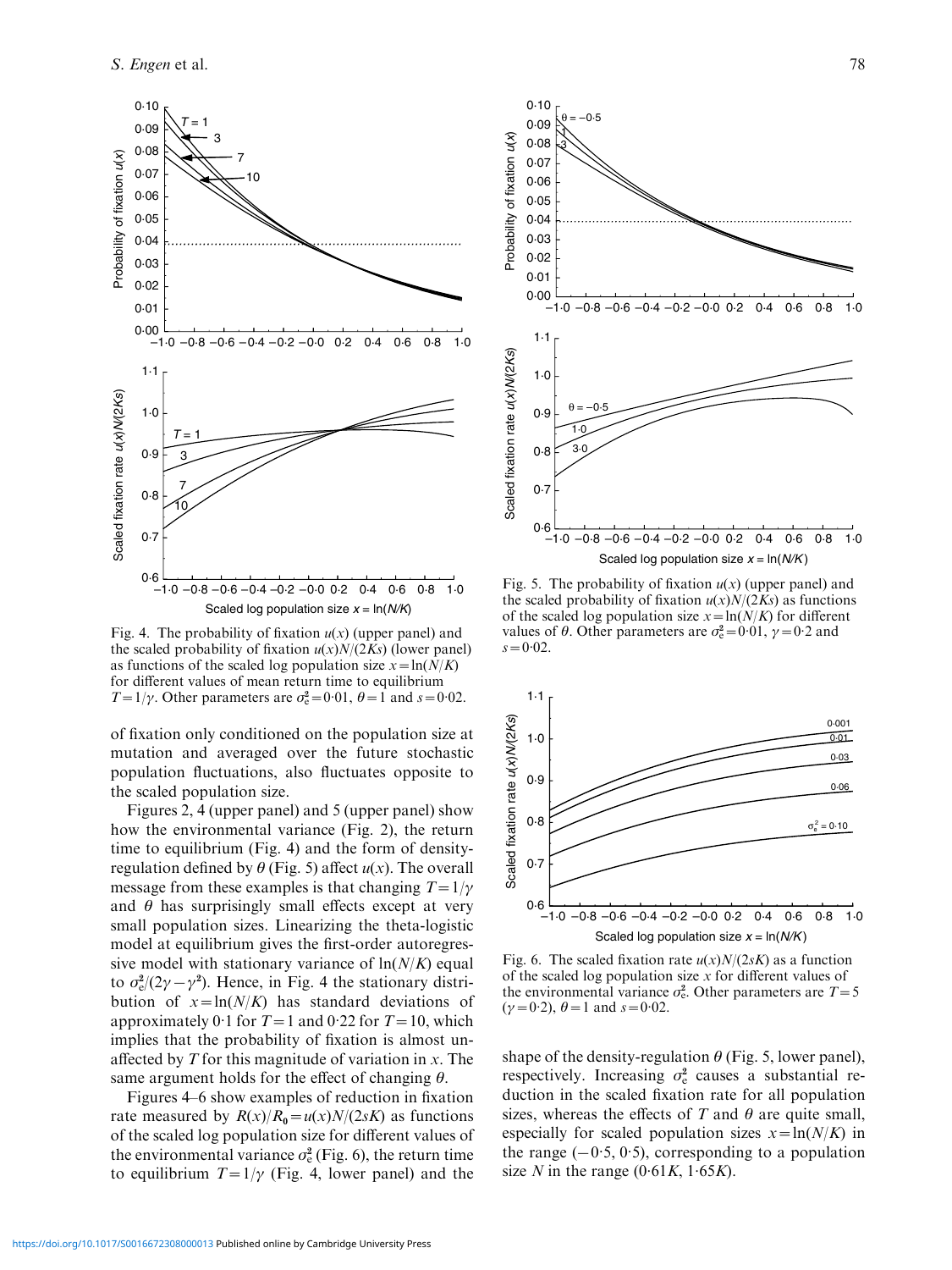Fig. 4. The probability of fixation $u(x)$ (upper panel) and the scaled probability of fixation $u(x)N/(2Ks)$ (lower panel) as functions of the scaled log population size $x=\ln(N/K)$ for different values of mean return time to equilibrium $T=1/\gamma$. Other parameters are $\sigma_e^2=0{\cdot}01$, $\theta=1$ and $s=0{\cdot}02$.

Fig. 5. The probability of fixation $u(x)$ (upper panel) and the scaled probability of fixation $u(x)N/(2Ks)$ as functions of the scaled log population size $x=\ln(N/K)$ for different values of $\theta$. Other parameters are $\sigma_e^2=0{\cdot}01$, $\gamma=0{\cdot}2$ and $s=0{\cdot}02$.

Fig. 6. The scaled fixation rate $u(x)N/(2sK)$ as a function of the scaled log population size $x$ for different values of the environmental variance $\sigma_e^2$. Other parameters are $T=5$ ($\gamma=0{\cdot}2$), $\theta=1$ and $s=0{\cdot}02$.

of fixation only conditioned on the population size at mutation and averaged over the future stochastic population fluctuations, also fluctuates opposite to the scaled population size.

Figures 2, 4 (upper panel) and 5 (upper panel) show how the environmental variance (Fig. 2), the return time to equilibrium (Fig. 4) and the form of density-regulation defined by $\theta$ (Fig. 5) affect $u(x)$. The overall message from these examples is that changing $T=1/\gamma$ and $\theta$ has surprisingly small effects except at very small population sizes. Linearizing the theta-logistic model at equilibrium gives the first-order autoregressive model with stationary variance of $\ln(N/K)$ equal to $\sigma_e^2/(2\gamma-\gamma^2)$. Hence, in Fig. 4 the stationary distribution of $x=\ln(N/K)$ has standard deviations of approximately 0·1 for $T=1$ and 0·22 for $T=10$, which implies that the probability of fixation is almost unaffected by $T$ for this magnitude of variation in $x$. The same argument holds for the effect of changing $\theta$.

Figures 4–6 show examples of reduction in fixation rate measured by $R(x)/R_0=u(x)N/(2sK)$ as functions of the scaled log population size for different values of the environmental variance $\sigma_e^2$ (Fig. 6), the return time to equilibrium $T=1/\gamma$ (Fig. 4, lower panel) and the shape of the density-regulation $\theta$ (Fig. 5, lower panel), respectively. Increasing $\sigma_e^2$ causes a substantial reduction in the scaled fixation rate for all population sizes, whereas the effects of $T$ and $\theta$ are quite small, especially for scaled population sizes $x=\ln(N/K)$ in the range $(-0{\cdot}5, 0{\cdot}5)$, corresponding to a population size $N$ in the range $(0{\cdot}61K, 1{\cdot}65K)$.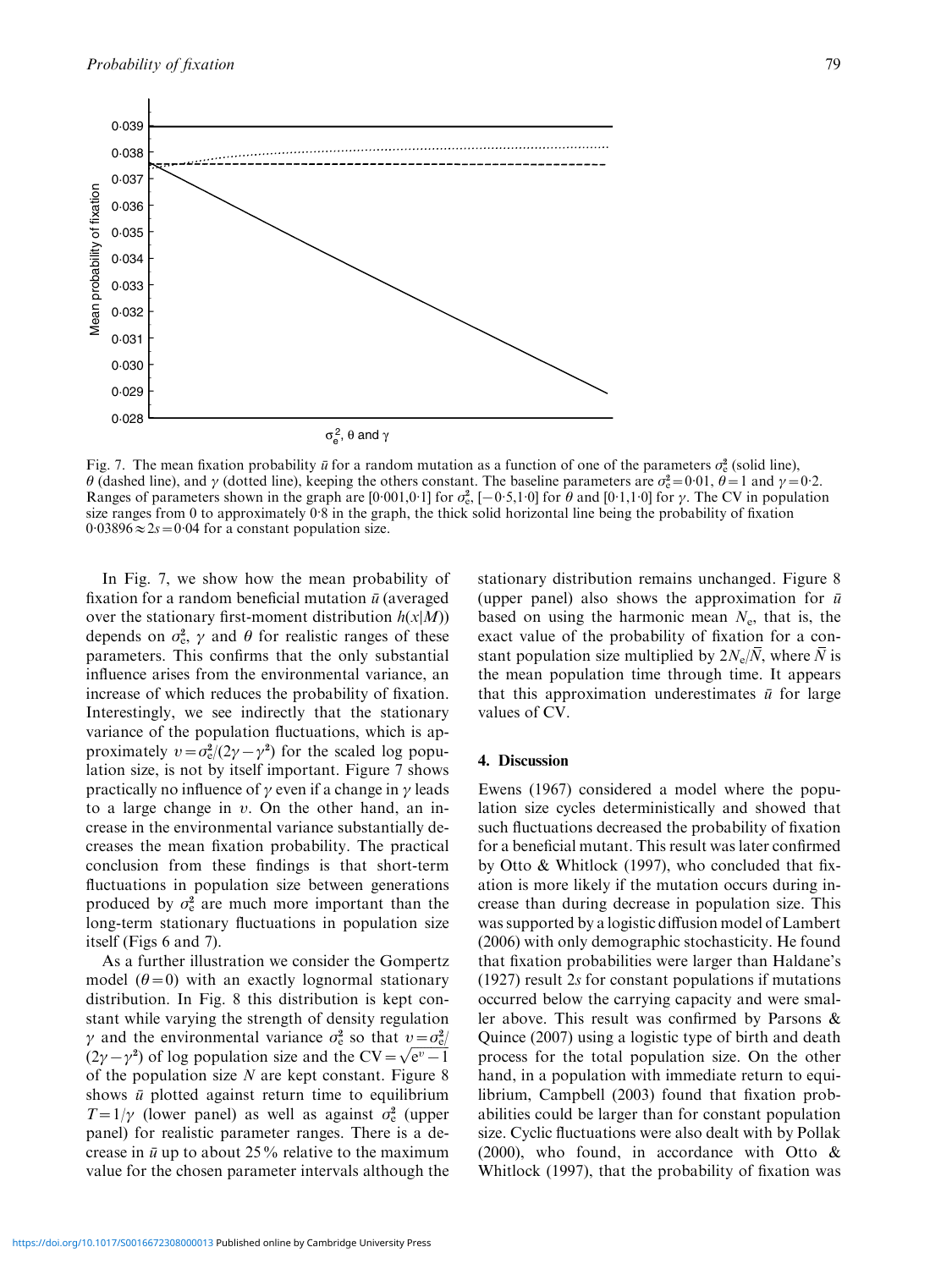Fig. 7. The mean fixation probability $\bar{u}$ for a random mutation as a function of one of the parameters $\sigma_e^2$ (solid line), $\theta$ (dashed line), and $\gamma$ (dotted line), keeping the others constant. The baseline parameters are $\sigma_e^2 = 0{\cdot}01$, $\theta = 1$ and $\gamma = 0{\cdot}2$. Ranges of parameters shown in the graph are [0·001,0·1] for $\sigma_e^2$, [−0·5,1·0] for $\theta$ and [0·1,1·0] for $\gamma$. The CV in population size ranges from 0 to approximately 0·8 in the graph, the thick solid horizontal line being the probability of fixation $0{\cdot}03896 \approx 2s = 0{\cdot}04$ for a constant population size.

In Fig. 7, we show how the mean probability of fixation for a random beneficial mutation $\bar{u}$ (averaged over the stationary first-moment distribution $h(x|M)$) depends on $\sigma_e^2$, $\gamma$ and $\theta$ for realistic ranges of these parameters. This confirms that the only substantial influence arises from the environmental variance, an increase of which reduces the probability of fixation. Interestingly, we see indirectly that the stationary variance of the population fluctuations, which is approximately $v = \sigma_e^2/(2\gamma - \gamma^2)$ for the scaled log population size, is not by itself important. Figure 7 shows practically no influence of $\gamma$ even if a change in $\gamma$ leads to a large change in $v$. On the other hand, an increase in the environmental variance substantially decreases the mean fixation probability. The practical conclusion from these findings is that short-term fluctuations in population size between generations produced by $\sigma_e^2$ are much more important than the long-term stationary fluctuations in population size itself (Figs 6 and 7).

As a further illustration we consider the Gompertz model ($\theta = 0$) with an exactly lognormal stationary distribution. In Fig. 8 this distribution is kept constant while varying the strength of density regulation $\gamma$ and the environmental variance $\sigma_e^2$ so that $v = \sigma_e^2/(2\gamma - \gamma^2)$ of log population size and the $\text{CV} = \sqrt{e^v - 1}$ of the population size $N$ are kept constant. Figure 8 shows $\bar{u}$ plotted against return time to equilibrium $T = 1/\gamma$ (lower panel) as well as against $\sigma_e^2$ (upper panel) for realistic parameter ranges. There is a decrease in $\bar{u}$ up to about 25% relative to the maximum value for the chosen parameter intervals although the stationary distribution remains unchanged. Figure 8 (upper panel) also shows the approximation for $\bar{u}$ based on using the harmonic mean $N_e$, that is, the exact value of the probability of fixation for a constant population size multiplied by $2N_e/\bar{N}$, where $\bar{N}$ is the mean population time through time. It appears that this approximation underestimates $\bar{u}$ for large values of CV.

## 4. Discussion

Ewens (1967) considered a model where the population size cycles deterministically and showed that such fluctuations decreased the probability of fixation for a beneficial mutant. This result was later confirmed by Otto & Whitlock (1997), who concluded that fixation is more likely if the mutation occurs during increase than during decrease in population size. This was supported by a logistic diffusion model of Lambert (2006) with only demographic stochasticity. He found that fixation probabilities were larger than Haldane's (1927) result $2s$ for constant populations if mutations occurred below the carrying capacity and were smaller above. This result was confirmed by Parsons & Quince (2007) using a logistic type of birth and death process for the total population size. On the other hand, in a population with immediate return to equilibrium, Campbell (2003) found that fixation probabilities could be larger than for constant population size. Cyclic fluctuations were also dealt with by Pollak (2000), who found, in accordance with Otto & Whitlock (1997), that the probability of fixation was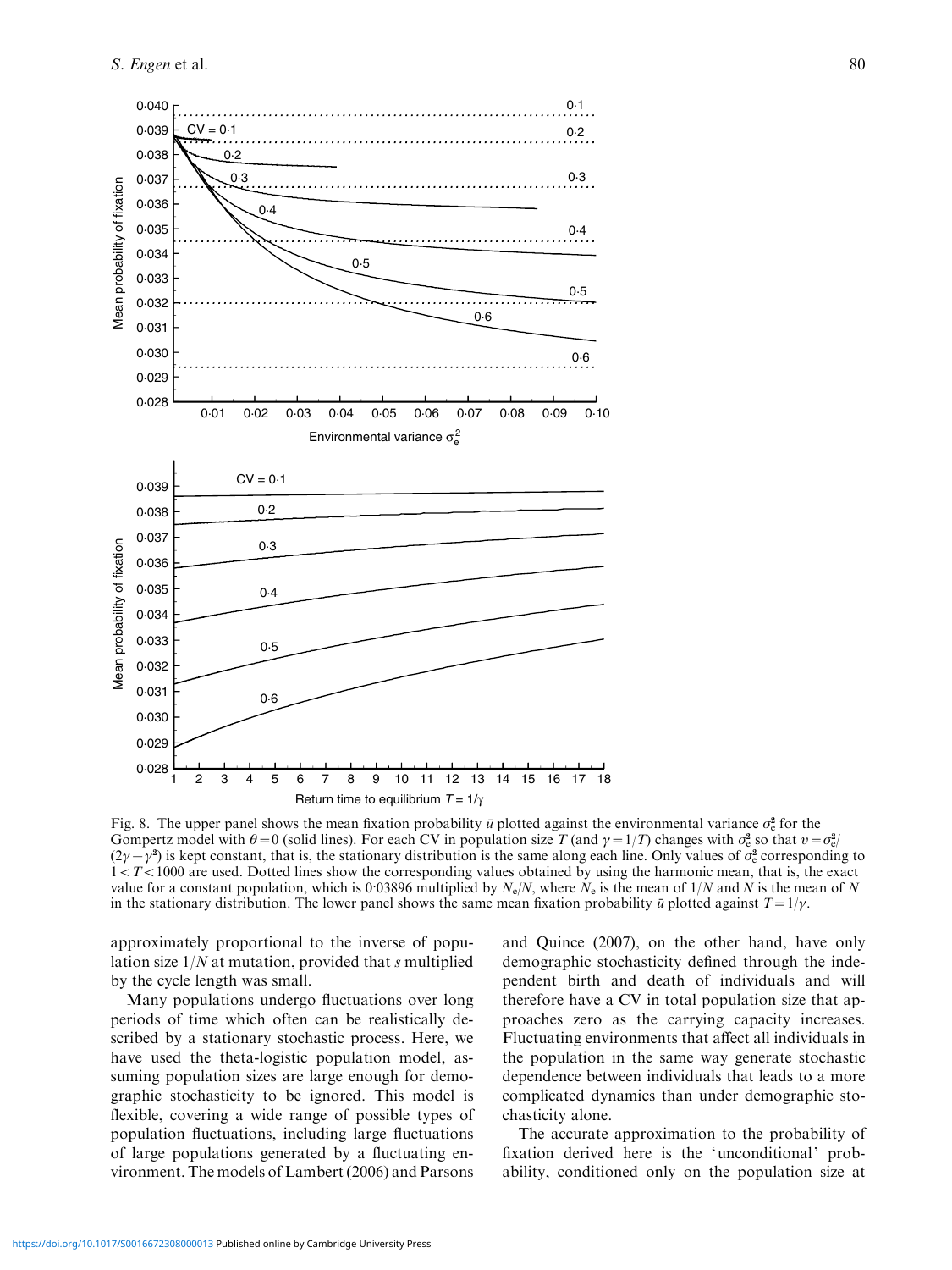Fig. 8. The upper panel shows the mean fixation probability $\bar{u}$ plotted against the environmental variance $\sigma_e^2$ for the Gompertz model with $\theta = 0$ (solid lines). For each CV in population size $T$ (and $\gamma = 1/T$) changes with $\sigma_e^2$ so that $v = \sigma_e^2/(2\gamma - \gamma^2)$ is kept constant, that is, the stationary distribution is the same along each line. Only values of $\sigma_e^2$ corresponding to $1 < T < 1000$ are used. Dotted lines show the corresponding values obtained by using the harmonic mean, that is, the exact value for a constant population, which is 0·03896 multiplied by $N_e/\bar{N}$, where $N_e$ is the mean of $1/N$ and $\bar{N}$ is the mean of $N$ in the stationary distribution. The lower panel shows the same mean fixation probability $\bar{u}$ plotted against $T = 1/\gamma$.

approximately proportional to the inverse of population size $1/N$ at mutation, provided that $s$ multiplied by the cycle length was small.

Many populations undergo fluctuations over long periods of time which often can be realistically described by a stationary stochastic process. Here, we have used the theta-logistic population model, assuming population sizes are large enough for demographic stochasticity to be ignored. This model is flexible, covering a wide range of possible types of population fluctuations, including large fluctuations of large populations generated by a fluctuating environment. The models of Lambert (2006) and Parsons and Quince (2007), on the other hand, have only demographic stochasticity defined through the independent birth and death of individuals and will therefore have a CV in total population size that approaches zero as the carrying capacity increases. Fluctuating environments that affect all individuals in the population in the same way generate stochastic dependence between individuals that leads to a more complicated dynamics than under demographic stochasticity alone.

The accurate approximation to the probability of fixation derived here is the 'unconditional' probability, conditioned only on the population size at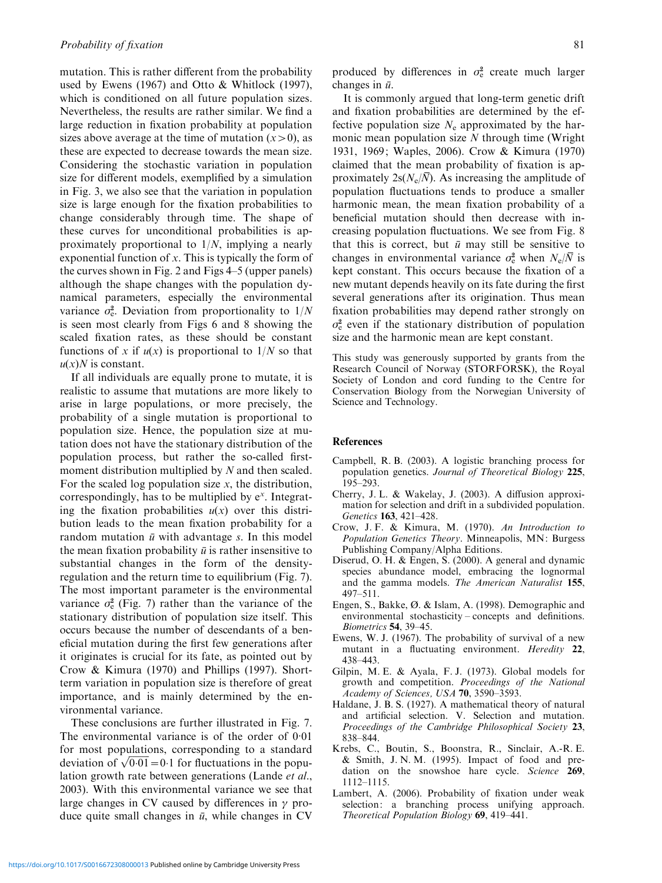mutation. This is rather different from the probability used by Ewens (1967) and Otto & Whitlock (1997), which is conditioned on all future population sizes. Nevertheless, the results are rather similar. We find a large reduction in fixation probability at population sizes above average at the time of mutation ($x > 0$), as these are expected to decrease towards the mean size. Considering the stochastic variation in population size for different models, exemplified by a simulation in Fig. 3, we also see that the variation in population size is large enough for the fixation probabilities to change considerably through time. The shape of these curves for unconditional probabilities is approximately proportional to $1/N$, implying a nearly exponential function of $x$. This is typically the form of the curves shown in Fig. 2 and Figs 4–5 (upper panels) although the shape changes with the population dynamical parameters, especially the environmental variance $\sigma_e^2$. Deviation from proportionality to $1/N$ is seen most clearly from Figs 6 and 8 showing the scaled fixation rates, as these should be constant functions of $x$ if $u(x)$ is proportional to $1/N$ so that $u(x)N$ is constant.

If all individuals are equally prone to mutate, it is realistic to assume that mutations are more likely to arise in large populations, or more precisely, the probability of a single mutation is proportional to population size. Hence, the population size at mutation does not have the stationary distribution of the population process, but rather the so-called first-moment distribution multiplied by $N$ and then scaled. For the scaled log population size $x$, the distribution, correspondingly, has to be multiplied by $e^x$. Integrating the fixation probabilities $u(x)$ over this distribution leads to the mean fixation probability for a random mutation $\bar{u}$ with advantage $s$. In this model the mean fixation probability $\bar{u}$ is rather insensitive to substantial changes in the form of the density-regulation and the return time to equilibrium (Fig. 7). The most important parameter is the environmental variance $\sigma_e^2$ (Fig. 7) rather than the variance of the stationary distribution of population size itself. This occurs because the number of descendants of a beneficial mutation during the first few generations after it originates is crucial for its fate, as pointed out by Crow & Kimura (1970) and Phillips (1997). Short-term variation in population size is therefore of great importance, and is mainly determined by the environmental variance.

These conclusions are further illustrated in Fig. 7. The environmental variance is of the order of 0·01 for most populations, corresponding to a standard deviation of $\sqrt{0{\cdot}01} = 0{\cdot}1$ for fluctuations in the population growth rate between generations (Lande *et al.*, 2003). With this environmental variance we see that large changes in CV caused by differences in $\gamma$ produce quite small changes in $\bar{u}$, while changes in CV produced by differences in $\sigma_e^2$ create much larger changes in $\bar{u}$.

It is commonly argued that long-term genetic drift and fixation probabilities are determined by the effective population size $N_e$ approximated by the harmonic mean population size $N$ through time (Wright 1931, 1969; Waples, 2006). Crow & Kimura (1970) claimed that the mean probability of fixation is approximately $2s(N_e/\bar{N})$. As increasing the amplitude of population fluctuations tends to produce a smaller harmonic mean, the mean fixation probability of a beneficial mutation should then decrease with increasing population fluctuations. We see from Fig. 8 that this is correct, but $\bar{u}$ may still be sensitive to changes in environmental variance $\sigma_e^2$ when $N_e/\bar{N}$ is kept constant. This occurs because the fixation of a new mutant depends heavily on its fate during the first several generations after its origination. Thus mean fixation probabilities may depend rather strongly on $\sigma_e^2$ even if the stationary distribution of population size and the harmonic mean are kept constant.

This study was generously supported by grants from the Research Council of Norway (STORFORSK), the Royal Society of London and cord funding to the Centre for Conservation Biology from the Norwegian University of Science and Technology.

## References

Campbell, R. B. (2003). A logistic branching process for population genetics. *Journal of Theoretical Biology* **225**, 195–293.

Cherry, J. L. & Wakelay, J. (2003). A diffusion approximation for selection and drift in a subdivided population. *Genetics* **163**, 421–428.

Crow, J. F. & Kimura, M. (1970). *An Introduction to Population Genetics Theory*. Minneapolis, MN: Burgess Publishing Company/Alpha Editions.

Diserud, O. H. & Engen, S. (2000). A general and dynamic species abundance model, embracing the lognormal and the gamma models. *The American Naturalist* **155**, 497–511.

Engen, S., Bakke, Ø. & Islam, A. (1998). Demographic and environmental stochasticity – concepts and definitions. *Biometrics* **54**, 39–45.

Ewens, W. J. (1967). The probability of survival of a new mutant in a fluctuating environment. *Heredity* **22**, 438–443.

Gilpin, M. E. & Ayala, F. J. (1973). Global models for growth and competition. *Proceedings of the National Academy of Sciences, USA* **70**, 3590–3593.

Haldane, J. B. S. (1927). A mathematical theory of natural and artificial selection. V. Selection and mutation. *Proceedings of the Cambridge Philosophical Society* **23**, 838–844.

Krebs, C., Boutin, S., Boonstra, R., Sinclair, A.-R. E. & Smith, J. N. M. (1995). Impact of food and predation on the snowshoe hare cycle. *Science* **269**, 1112–1115.

Lambert, A. (2006). Probability of fixation under weak selection: a branching process unifying approach. *Theoretical Population Biology* **69**, 419–441.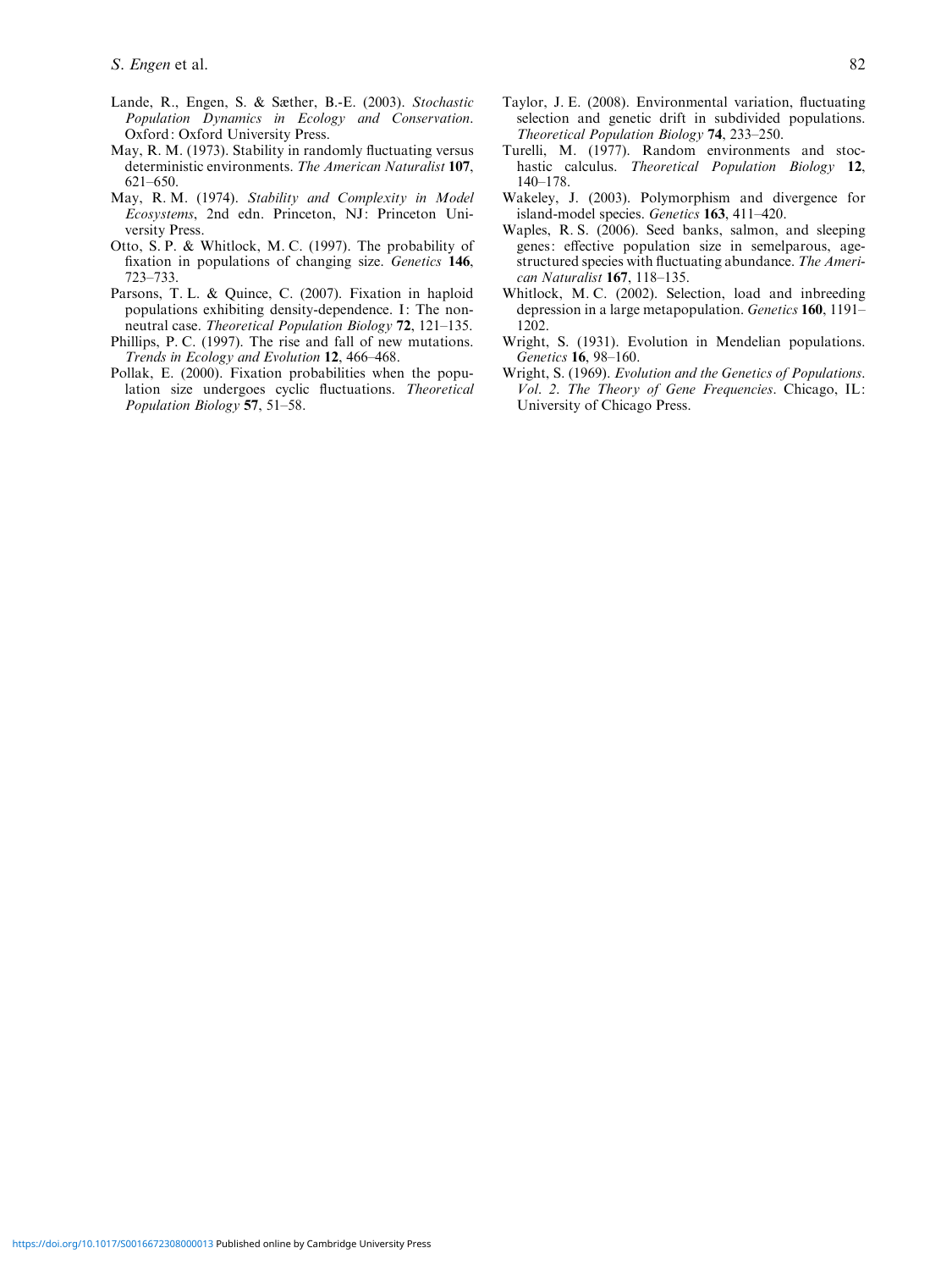Lande, R., Engen, S. & Sæther, B.-E. (2003). *Stochastic Population Dynamics in Ecology and Conservation*. Oxford: Oxford University Press.

May, R. M. (1973). Stability in randomly fluctuating versus deterministic environments. *The American Naturalist* **107**, 621–650.

May, R. M. (1974). *Stability and Complexity in Model Ecosystems*, 2nd edn. Princeton, NJ: Princeton University Press.

Otto, S. P. & Whitlock, M. C. (1997). The probability of fixation in populations of changing size. *Genetics* **146**, 723–733.

Parsons, T. L. & Quince, C. (2007). Fixation in haploid populations exhibiting density-dependence. I: The non-neutral case. *Theoretical Population Biology* **72**, 121–135.

Phillips, P. C. (1997). The rise and fall of new mutations. *Trends in Ecology and Evolution* **12**, 466–468.

Pollak, E. (2000). Fixation probabilities when the population size undergoes cyclic fluctuations. *Theoretical Population Biology* **57**, 51–58.

Taylor, J. E. (2008). Environmental variation, fluctuating selection and genetic drift in subdivided populations. *Theoretical Population Biology* **74**, 233–250.

Turelli, M. (1977). Random environments and stochastic calculus. *Theoretical Population Biology* **12**, 140–178.

Wakeley, J. (2003). Polymorphism and divergence for island-model species. *Genetics* **163**, 411–420.

Waples, R. S. (2006). Seed banks, salmon, and sleeping genes: effective population size in semelparous, age-structured species with fluctuating abundance. *The American Naturalist* **167**, 118–135.

Whitlock, M. C. (2002). Selection, load and inbreeding depression in a large metapopulation. *Genetics* **160**, 1191–1202.

Wright, S. (1931). Evolution in Mendelian populations. *Genetics* **16**, 98–160.

Wright, S. (1969). *Evolution and the Genetics of Populations. Vol. 2. The Theory of Gene Frequencies*. Chicago, IL: University of Chicago Press.